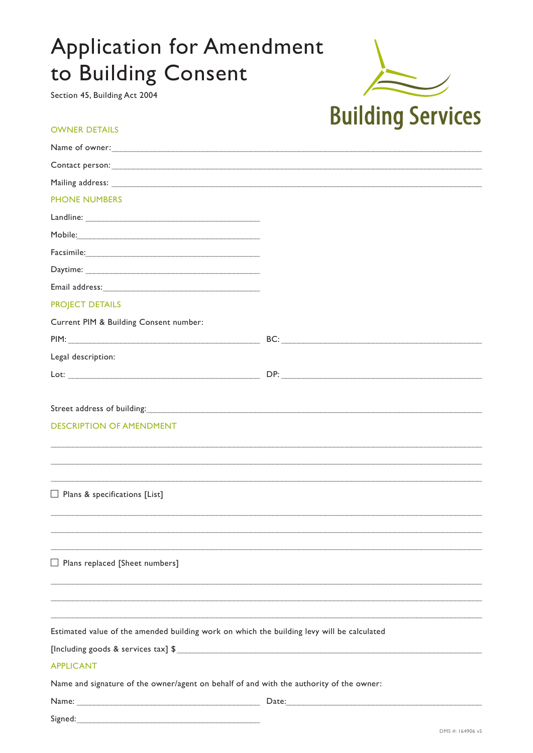# Application for Amendment to Building Consent

Section 45, Building Act 2004

Building Services

## OWNER DETAILS

Name of owner: ___________________________________________

Contact person: ___________________________________________

Mailing address: ___________________________________________

## PHONE NUMBERS

Landline: ___________________________

Mobile: ___________________________

Facsimile: ___________________________

Daytime: ___________________________

Email address: ___________________________

## PROJECT DETAILS

Current PIM & Building Consent number:

PIM: ___________________________ BC: ___________________________

Legal description:

Lot: ___________________________ DP: ___________________________

Street address of building: ___________________________________________

## DESCRIPTION OF AMENDMENT

___________________________________________

___________________________________________

___________________________________________

☐ Plans & specifications [List]

___________________________________________

___________________________________________

___________________________________________

☐ Plans replaced [Sheet numbers]

___________________________________________

___________________________________________

___________________________________________

Estimated value of the amended building work on which the building levy will be calculated

[Including goods & services tax] $ ___________________________________________

## APPLICANT

Name and signature of the owner/agent on behalf of and with the authority of the owner:

Name: ___________________________ Date: ___________________________

Signed: ___________________________

DMS #: 164906 v5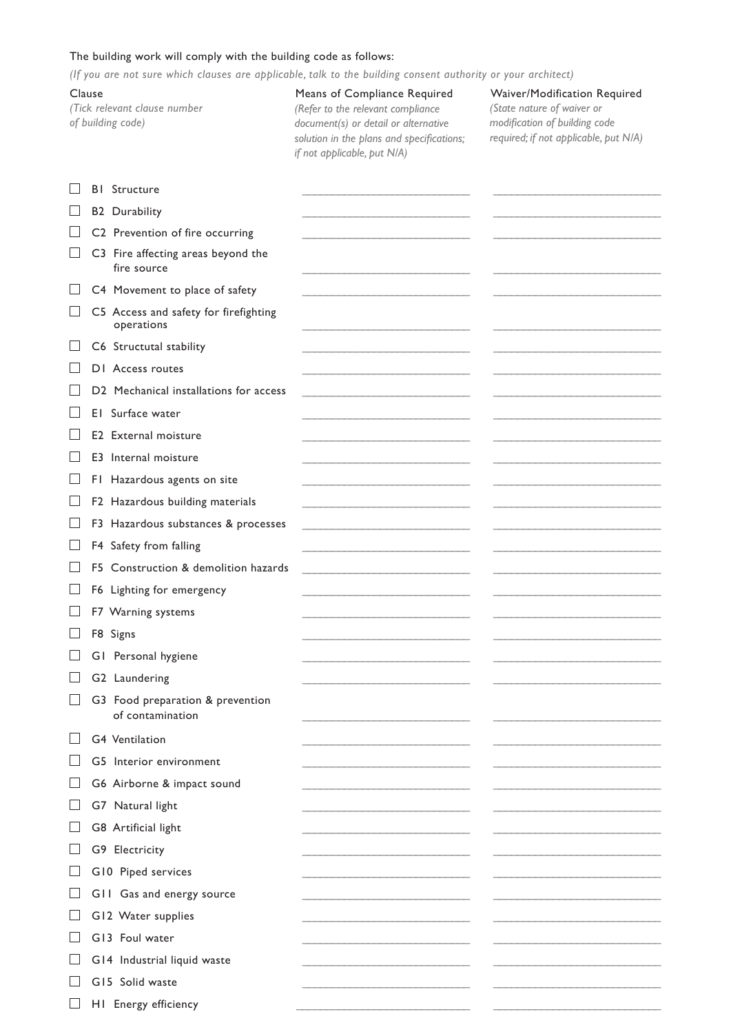The building work will comply with the building code as follows:

*(If you are not sure which clauses are applicable, talk to the building consent authority or your architect)*

| Clause *(Tick relevant clause number of building code)* | Means of Compliance Required *(Refer to the relevant compliance document(s) or detail or alternative solution in the plans and specifications; if not applicable, put N/A)* | Waiver/Modification Required *(State nature of waiver or modification of building code required; if not applicable, put N/A)* |
|---|---|---|
| ☐ B1 Structure | | |
| ☐ B2 Durability | | |
| ☐ C2 Prevention of fire occurring | | |
| ☐ C3 Fire affecting areas beyond the fire source | | |
| ☐ C4 Movement to place of safety | | |
| ☐ C5 Access and safety for firefighting operations | | |
| ☐ C6 Structutal stability | | |
| ☐ D1 Access routes | | |
| ☐ D2 Mechanical installations for access | | |
| ☐ E1 Surface water | | |
| ☐ E2 External moisture | | |
| ☐ E3 Internal moisture | | |
| ☐ F1 Hazardous agents on site | | |
| ☐ F2 Hazardous building materials | | |
| ☐ F3 Hazardous substances & processes | | |
| ☐ F4 Safety from falling | | |
| ☐ F5 Construction & demolition hazards | | |
| ☐ F6 Lighting for emergency | | |
| ☐ F7 Warning systems | | |
| ☐ F8 Signs | | |
| ☐ G1 Personal hygiene | | |
| ☐ G2 Laundering | | |
| ☐ G3 Food preparation & prevention of contamination | | |
| ☐ G4 Ventilation | | |
| ☐ G5 Interior environment | | |
| ☐ G6 Airborne & impact sound | | |
| ☐ G7 Natural light | | |
| ☐ G8 Artificial light | | |
| ☐ G9 Electricity | | |
| ☐ G10 Piped services | | |
| ☐ G11 Gas and energy source | | |
| ☐ G12 Water supplies | | |
| ☐ G13 Foul water | | |
| ☐ G14 Industrial liquid waste | | |
| ☐ G15 Solid waste | | |
| ☐ H1 Energy efficiency | | |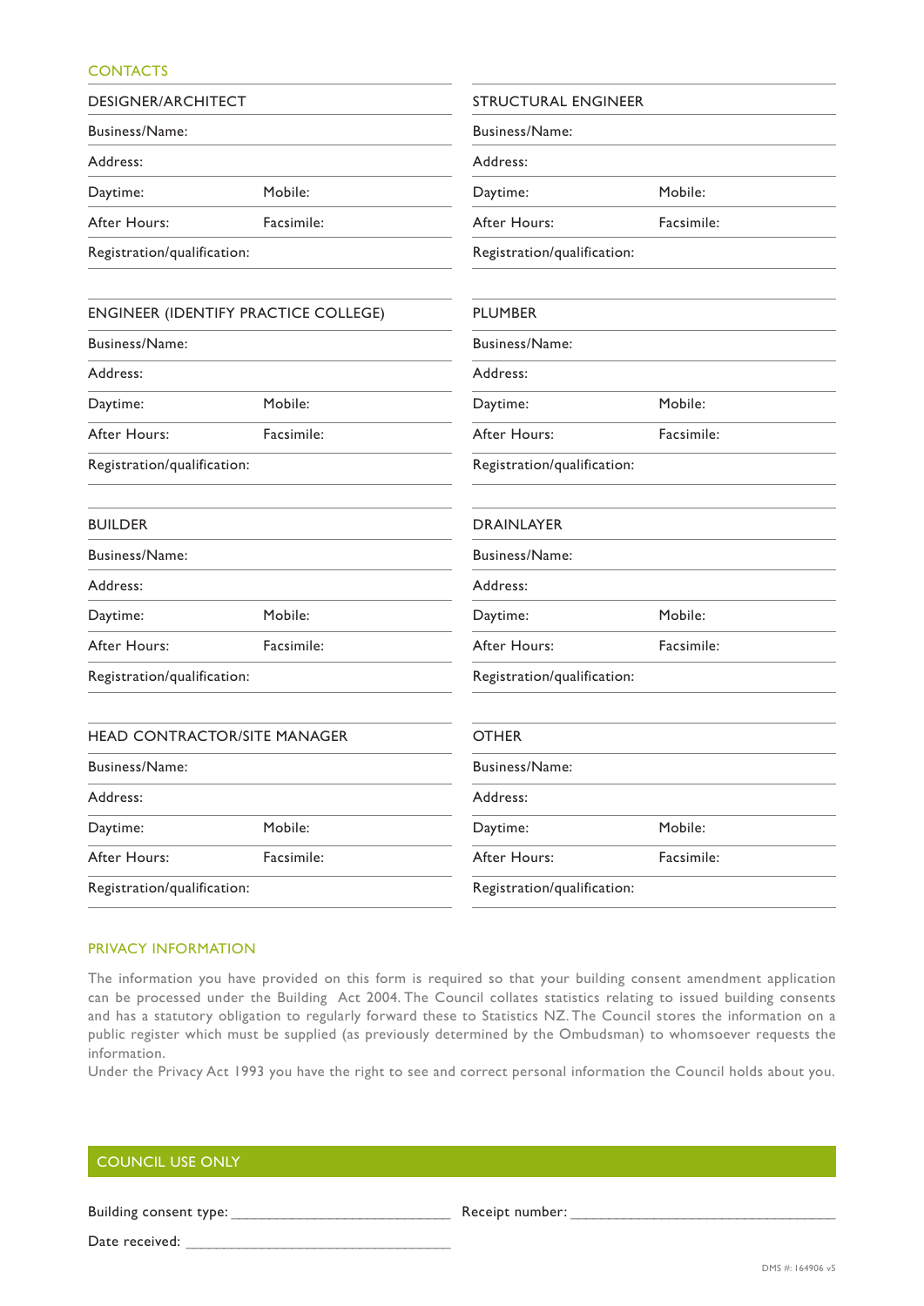## CONTACTS

| DESIGNER/ARCHITECT | |
|---|---|
| Business/Name: | |
| Address: | |
| Daytime: | Mobile: |
| After Hours: | Facsimile: |
| Registration/qualification: | |

| STRUCTURAL ENGINEER | |
|---|---|
| Business/Name: | |
| Address: | |
| Daytime: | Mobile: |
| After Hours: | Facsimile: |
| Registration/qualification: | |

| ENGINEER (IDENTIFY PRACTICE COLLEGE) | |
|---|---|
| Business/Name: | |
| Address: | |
| Daytime: | Mobile: |
| After Hours: | Facsimile: |
| Registration/qualification: | |

| PLUMBER | |
|---|---|
| Business/Name: | |
| Address: | |
| Daytime: | Mobile: |
| After Hours: | Facsimile: |
| Registration/qualification: | |

| BUILDER | |
|---|---|
| Business/Name: | |
| Address: | |
| Daytime: | Mobile: |
| After Hours: | Facsimile: |
| Registration/qualification: | |

| DRAINLAYER | |
|---|---|
| Business/Name: | |
| Address: | |
| Daytime: | Mobile: |
| After Hours: | Facsimile: |
| Registration/qualification: | |

| HEAD CONTRACTOR/SITE MANAGER | |
|---|---|
| Business/Name: | |
| Address: | |
| Daytime: | Mobile: |
| After Hours: | Facsimile: |
| Registration/qualification: | |

| OTHER | |
|---|---|
| Business/Name: | |
| Address: | |
| Daytime: | Mobile: |
| After Hours: | Facsimile: |
| Registration/qualification: | |

## PRIVACY INFORMATION

The information you have provided on this form is required so that your building consent amendment application can be processed under the Building Act 2004. The Council collates statistics relating to issued building consents and has a statutory obligation to regularly forward these to Statistics NZ. The Council stores the information on a public register which must be supplied (as previously determined by the Ombudsman) to whomsoever requests the information.

Under the Privacy Act 1993 you have the right to see and correct personal information the Council holds about you.

## COUNCIL USE ONLY

Building consent type: ____________________________ Receipt number: ____________________________

Date received: ____________________________

DMS #: 164906 v5